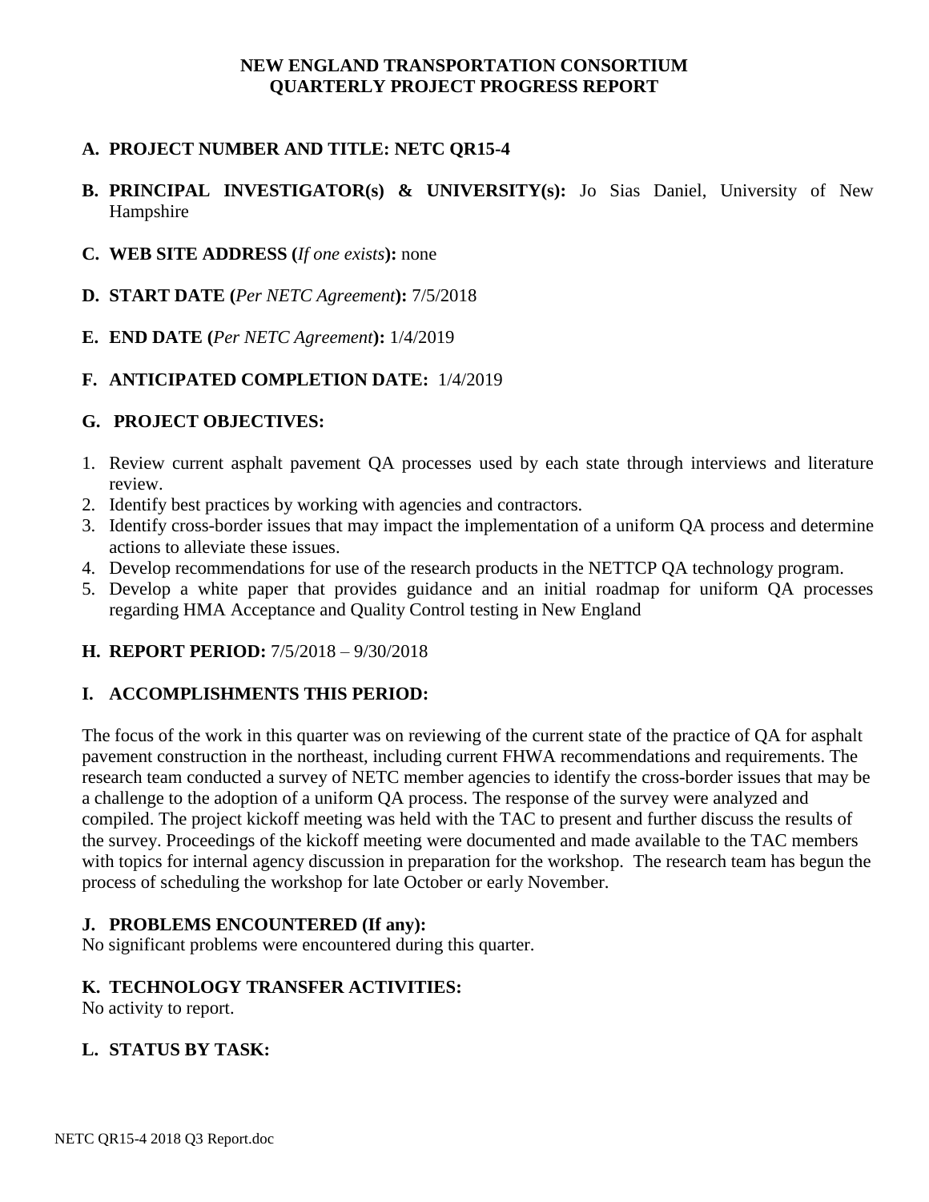**NEW ENGLAND TRANSPORTATION CONSORTIUM**
**QUARTERLY PROJECT PROGRESS REPORT**

**A. PROJECT NUMBER AND TITLE: NETC QR15-4**

**B. PRINCIPAL INVESTIGATOR(s) & UNIVERSITY(s):** Jo Sias Daniel, University of New Hampshire

**C. WEB SITE ADDRESS (***If one exists***):** none

**D. START DATE (***Per NETC Agreement***):** 7/5/2018

**E. END DATE (***Per NETC Agreement***):** 1/4/2019

**F. ANTICIPATED COMPLETION DATE:** 1/4/2019

**G. PROJECT OBJECTIVES:**

1. Review current asphalt pavement QA processes used by each state through interviews and literature review.
2. Identify best practices by working with agencies and contractors.
3. Identify cross-border issues that may impact the implementation of a uniform QA process and determine actions to alleviate these issues.
4. Develop recommendations for use of the research products in the NETTCP QA technology program.
5. Develop a white paper that provides guidance and an initial roadmap for uniform QA processes regarding HMA Acceptance and Quality Control testing in New England

**H. REPORT PERIOD:** 7/5/2018 – 9/30/2018

**I. ACCOMPLISHMENTS THIS PERIOD:**

The focus of the work in this quarter was on reviewing of the current state of the practice of QA for asphalt pavement construction in the northeast, including current FHWA recommendations and requirements. The research team conducted a survey of NETC member agencies to identify the cross-border issues that may be a challenge to the adoption of a uniform QA process. The response of the survey were analyzed and compiled. The project kickoff meeting was held with the TAC to present and further discuss the results of the survey. Proceedings of the kickoff meeting were documented and made available to the TAC members with topics for internal agency discussion in preparation for the workshop. The research team has begun the process of scheduling the workshop for late October or early November.

**J. PROBLEMS ENCOUNTERED (If any):**
No significant problems were encountered during this quarter.

**K. TECHNOLOGY TRANSFER ACTIVITIES:**
No activity to report.

**L. STATUS BY TASK:**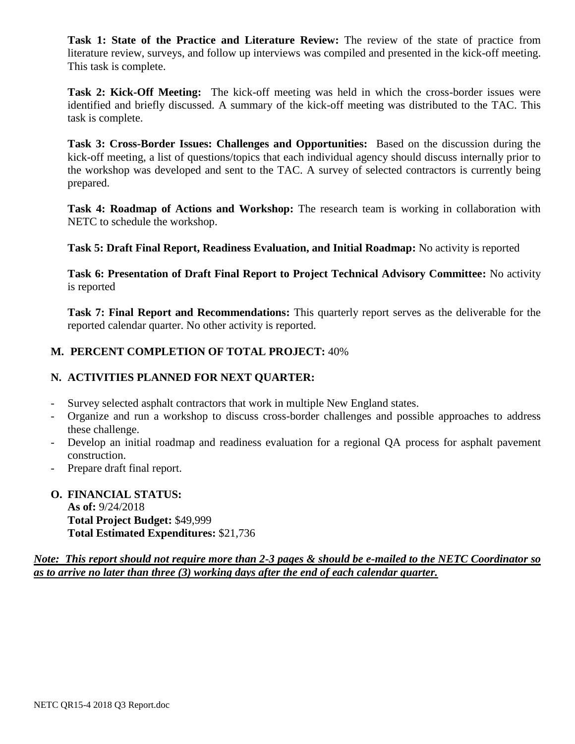**Task 1: State of the Practice and Literature Review:** The review of the state of practice from literature review, surveys, and follow up interviews was compiled and presented in the kick-off meeting. This task is complete.

**Task 2: Kick-Off Meeting:** The kick-off meeting was held in which the cross-border issues were identified and briefly discussed. A summary of the kick-off meeting was distributed to the TAC. This task is complete.

**Task 3: Cross-Border Issues: Challenges and Opportunities:** Based on the discussion during the kick-off meeting, a list of questions/topics that each individual agency should discuss internally prior to the workshop was developed and sent to the TAC. A survey of selected contractors is currently being prepared.

**Task 4: Roadmap of Actions and Workshop:** The research team is working in collaboration with NETC to schedule the workshop.

**Task 5: Draft Final Report, Readiness Evaluation, and Initial Roadmap:** No activity is reported

**Task 6: Presentation of Draft Final Report to Project Technical Advisory Committee:** No activity is reported

**Task 7: Final Report and Recommendations:** This quarterly report serves as the deliverable for the reported calendar quarter. No other activity is reported.

**M. PERCENT COMPLETION OF TOTAL PROJECT:** 40%

**N. ACTIVITIES PLANNED FOR NEXT QUARTER:**

- Survey selected asphalt contractors that work in multiple New England states.
- Organize and run a workshop to discuss cross-border challenges and possible approaches to address these challenge.
- Develop an initial roadmap and readiness evaluation for a regional QA process for asphalt pavement construction.
- Prepare draft final report.

**O. FINANCIAL STATUS:**
**As of:** 9/24/2018
**Total Project Budget:** $49,999
**Total Estimated Expenditures:** $21,736

***Note: This report should not require more than 2-3 pages & should be e-mailed to the NETC Coordinator so as to arrive no later than three (3) working days after the end of each calendar quarter.***

NETC QR15-4 2018 Q3 Report.doc